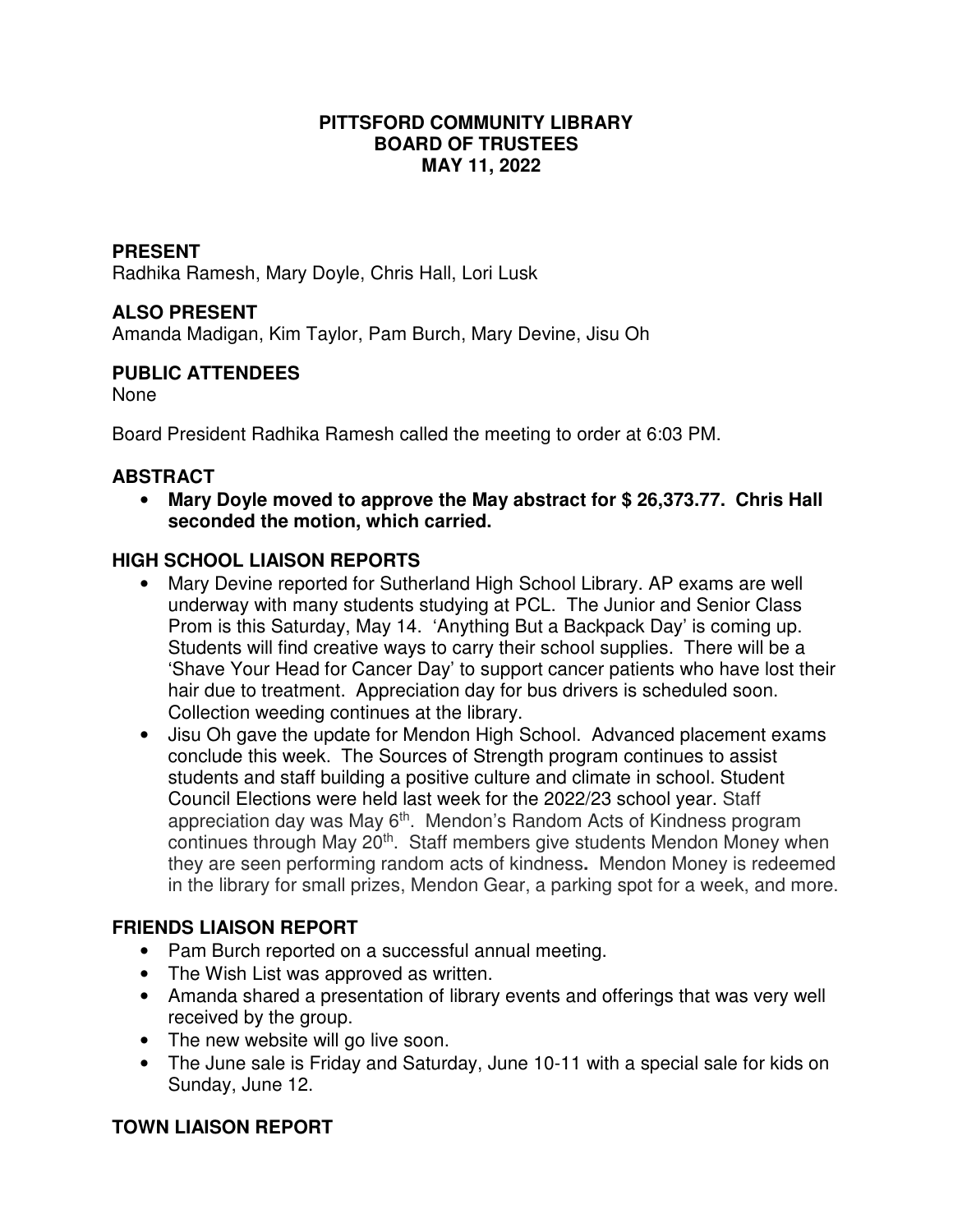# PITTSFORD COMMUNITY LIBRARY
# BOARD OF TRUSTEES
# MAY 11, 2022

## PRESENT

Radhika Ramesh, Mary Doyle, Chris Hall, Lori Lusk

## ALSO PRESENT

Amanda Madigan, Kim Taylor, Pam Burch, Mary Devine, Jisu Oh

## PUBLIC ATTENDEES

None

Board President Radhika Ramesh called the meeting to order at 6:03 PM.

## ABSTRACT

- **Mary Doyle moved to approve the May abstract for $ 26,373.77. Chris Hall seconded the motion, which carried.**

## HIGH SCHOOL LIAISON REPORTS

- Mary Devine reported for Sutherland High School Library. AP exams are well underway with many students studying at PCL. The Junior and Senior Class Prom is this Saturday, May 14. 'Anything But a Backpack Day' is coming up. Students will find creative ways to carry their school supplies. There will be a 'Shave Your Head for Cancer Day' to support cancer patients who have lost their hair due to treatment. Appreciation day for bus drivers is scheduled soon. Collection weeding continues at the library.
- Jisu Oh gave the update for Mendon High School. Advanced placement exams conclude this week. The Sources of Strength program continues to assist students and staff building a positive culture and climate in school. Student Council Elections were held last week for the 2022/23 school year. Staff appreciation day was May 6th. Mendon's Random Acts of Kindness program continues through May 20th. Staff members give students Mendon Money when they are seen performing random acts of kindness. Mendon Money is redeemed in the library for small prizes, Mendon Gear, a parking spot for a week, and more.

## FRIENDS LIAISON REPORT

- Pam Burch reported on a successful annual meeting.
- The Wish List was approved as written.
- Amanda shared a presentation of library events and offerings that was very well received by the group.
- The new website will go live soon.
- The June sale is Friday and Saturday, June 10-11 with a special sale for kids on Sunday, June 12.

## TOWN LIAISON REPORT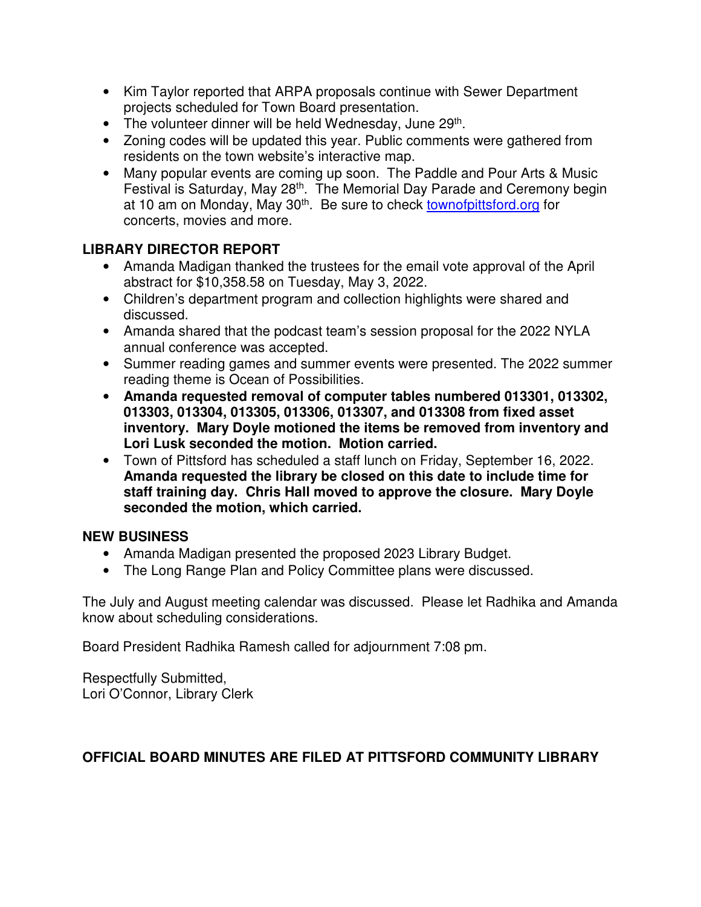- Kim Taylor reported that ARPA proposals continue with Sewer Department projects scheduled for Town Board presentation.
- The volunteer dinner will be held Wednesday, June 29th.
- Zoning codes will be updated this year. Public comments were gathered from residents on the town website's interactive map.
- Many popular events are coming up soon. The Paddle and Pour Arts & Music Festival is Saturday, May 28th. The Memorial Day Parade and Ceremony begin at 10 am on Monday, May 30th. Be sure to check townofpittsford.org for concerts, movies and more.

**LIBRARY DIRECTOR REPORT**

- Amanda Madigan thanked the trustees for the email vote approval of the April abstract for $10,358.58 on Tuesday, May 3, 2022.
- Children's department program and collection highlights were shared and discussed.
- Amanda shared that the podcast team's session proposal for the 2022 NYLA annual conference was accepted.
- Summer reading games and summer events were presented. The 2022 summer reading theme is Ocean of Possibilities.
- **Amanda requested removal of computer tables numbered 013301, 013302, 013303, 013304, 013305, 013306, 013307, and 013308 from fixed asset inventory. Mary Doyle motioned the items be removed from inventory and Lori Lusk seconded the motion. Motion carried.**
- Town of Pittsford has scheduled a staff lunch on Friday, September 16, 2022. **Amanda requested the library be closed on this date to include time for staff training day. Chris Hall moved to approve the closure. Mary Doyle seconded the motion, which carried.**

**NEW BUSINESS**

- Amanda Madigan presented the proposed 2023 Library Budget.
- The Long Range Plan and Policy Committee plans were discussed.

The July and August meeting calendar was discussed. Please let Radhika and Amanda know about scheduling considerations.

Board President Radhika Ramesh called for adjournment 7:08 pm.

Respectfully Submitted,
Lori O'Connor, Library Clerk

**OFFICIAL BOARD MINUTES ARE FILED AT PITTSFORD COMMUNITY LIBRARY**